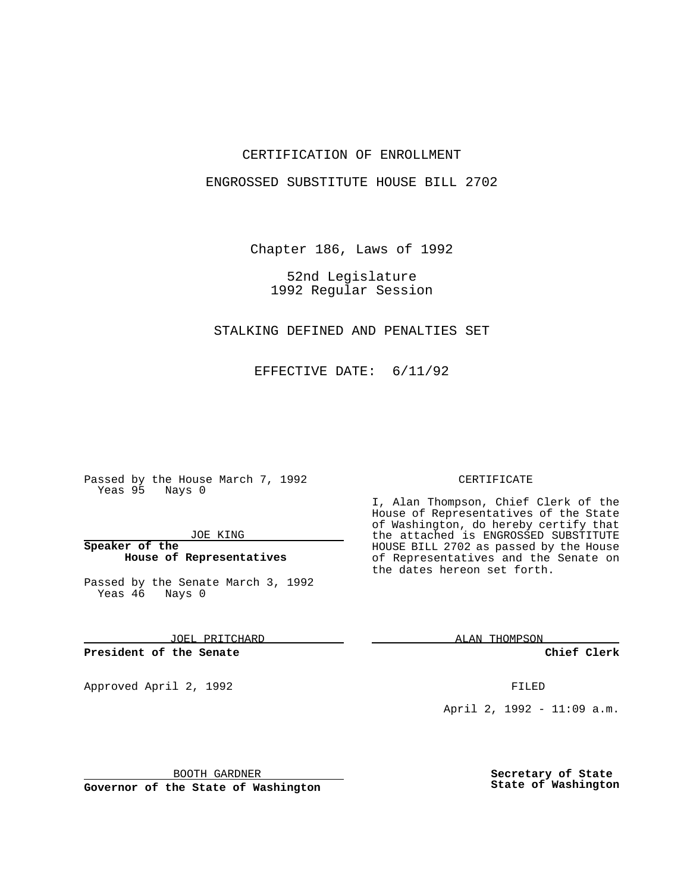CERTIFICATION OF ENROLLMENT

ENGROSSED SUBSTITUTE HOUSE BILL 2702

Chapter 186, Laws of 1992

52nd Legislature
1992 Regular Session

STALKING DEFINED AND PENALTIES SET

EFFECTIVE DATE: 6/11/92

Passed by the House March 7, 1992
Yeas 95 Nays 0

JOE KING

**Speaker of the House of Representatives**

Passed by the Senate March 3, 1992
Yeas 46 Nays 0

JOEL PRITCHARD

**President of the Senate**

Approved April 2, 1992

BOOTH GARDNER

**Governor of the State of Washington**

CERTIFICATE

I, Alan Thompson, Chief Clerk of the House of Representatives of the State of Washington, do hereby certify that the attached is ENGROSSED SUBSTITUTE HOUSE BILL 2702 as passed by the House of Representatives and the Senate on the dates hereon set forth.

ALAN THOMPSON

**Chief Clerk**

FILED

April 2, 1992 - 11:09 a.m.

**Secretary of State**
**State of Washington**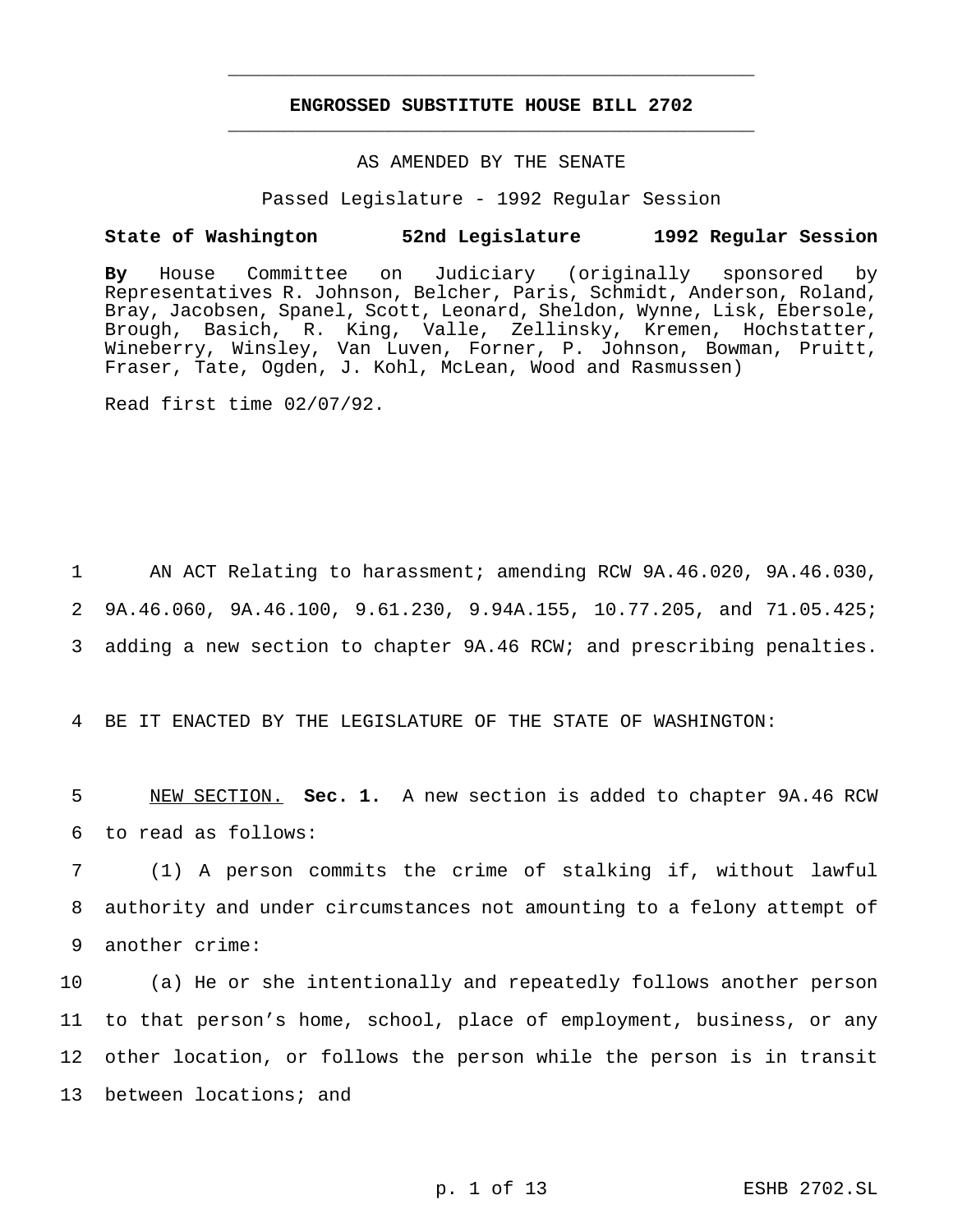# ENGROSSED SUBSTITUTE HOUSE BILL 2702

AS AMENDED BY THE SENATE

Passed Legislature - 1992 Regular Session

**State of Washington 52nd Legislature 1992 Regular Session**

**By** House Committee on Judiciary (originally sponsored by Representatives R. Johnson, Belcher, Paris, Schmidt, Anderson, Roland, Bray, Jacobsen, Spanel, Scott, Leonard, Sheldon, Wynne, Lisk, Ebersole, Brough, Basich, R. King, Valle, Zellinsky, Kremen, Hochstatter, Wineberry, Winsley, Van Luven, Forner, P. Johnson, Bowman, Pruitt, Fraser, Tate, Ogden, J. Kohl, McLean, Wood and Rasmussen)

Read first time 02/07/92.

AN ACT Relating to harassment; amending RCW 9A.46.020, 9A.46.030, 9A.46.060, 9A.46.100, 9.61.230, 9.94A.155, 10.77.205, and 71.05.425; adding a new section to chapter 9A.46 RCW; and prescribing penalties.

BE IT ENACTED BY THE LEGISLATURE OF THE STATE OF WASHINGTON:

NEW SECTION. **Sec. 1.** A new section is added to chapter 9A.46 RCW to read as follows:

(1) A person commits the crime of stalking if, without lawful authority and under circumstances not amounting to a felony attempt of another crime:

(a) He or she intentionally and repeatedly follows another person to that person's home, school, place of employment, business, or any other location, or follows the person while the person is in transit between locations; and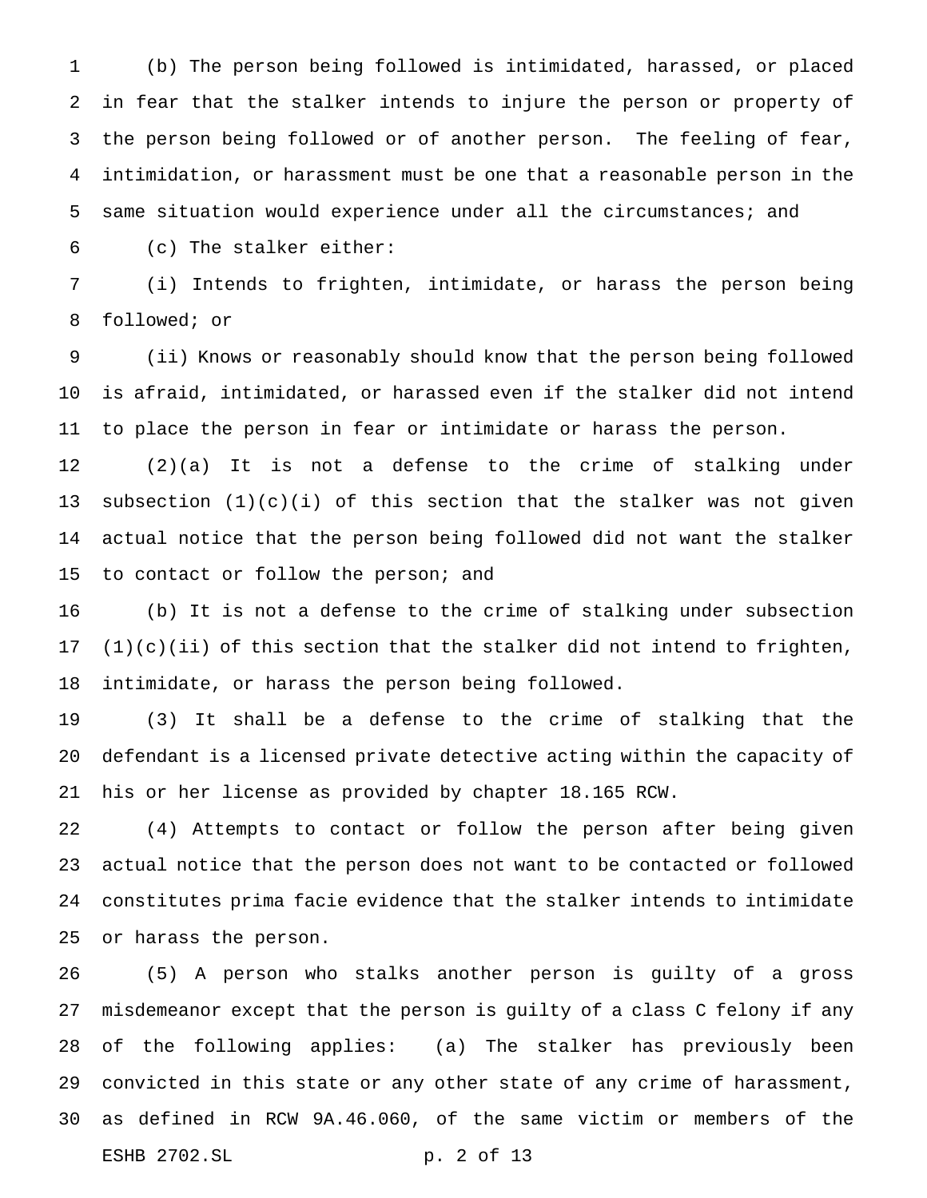(b) The person being followed is intimidated, harassed, or placed in fear that the stalker intends to injure the person or property of the person being followed or of another person. The feeling of fear, intimidation, or harassment must be one that a reasonable person in the same situation would experience under all the circumstances; and

(c) The stalker either:

(i) Intends to frighten, intimidate, or harass the person being followed; or

(ii) Knows or reasonably should know that the person being followed is afraid, intimidated, or harassed even if the stalker did not intend to place the person in fear or intimidate or harass the person.

(2)(a) It is not a defense to the crime of stalking under subsection (1)(c)(i) of this section that the stalker was not given actual notice that the person being followed did not want the stalker to contact or follow the person; and

(b) It is not a defense to the crime of stalking under subsection (1)(c)(ii) of this section that the stalker did not intend to frighten, intimidate, or harass the person being followed.

(3) It shall be a defense to the crime of stalking that the defendant is a licensed private detective acting within the capacity of his or her license as provided by chapter 18.165 RCW.

(4) Attempts to contact or follow the person after being given actual notice that the person does not want to be contacted or followed constitutes prima facie evidence that the stalker intends to intimidate or harass the person.

(5) A person who stalks another person is guilty of a gross misdemeanor except that the person is guilty of a class C felony if any of the following applies: (a) The stalker has previously been convicted in this state or any other state of any crime of harassment, as defined in RCW 9A.46.060, of the same victim or members of the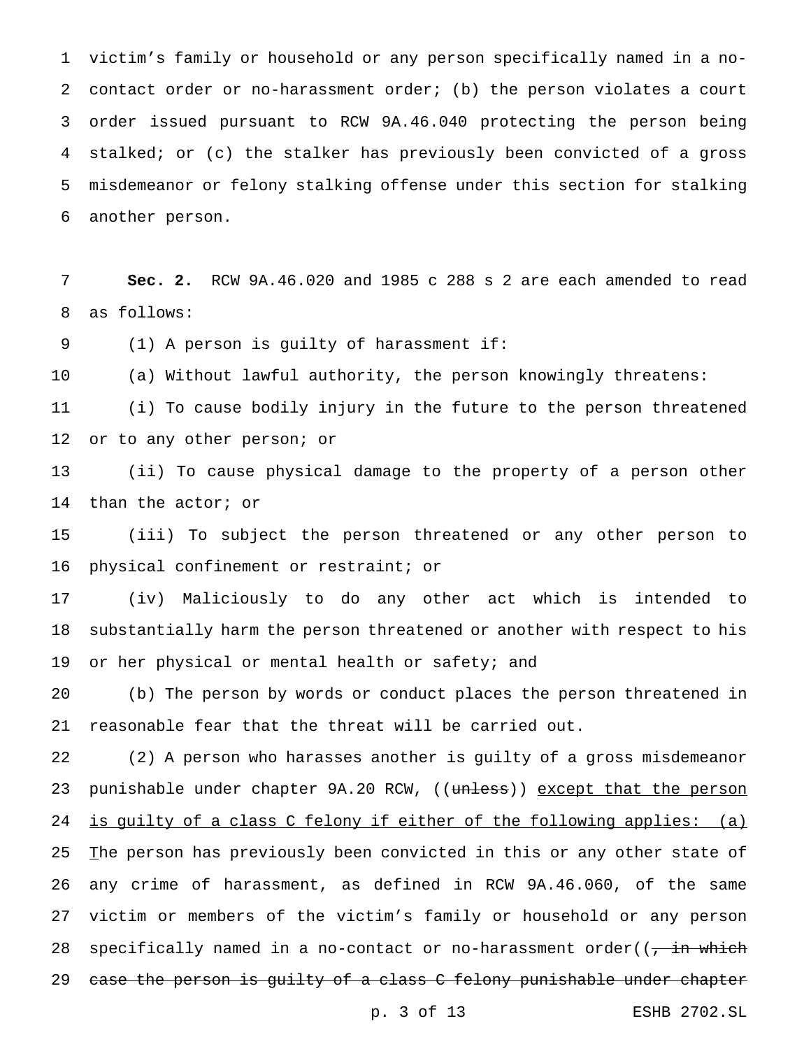victim's family or household or any person specifically named in a no-contact order or no-harassment order; (b) the person violates a court order issued pursuant to RCW 9A.46.040 protecting the person being stalked; or (c) the stalker has previously been convicted of a gross misdemeanor or felony stalking offense under this section for stalking another person.

**Sec. 2.** RCW 9A.46.020 and 1985 c 288 s 2 are each amended to read as follows:

(1) A person is guilty of harassment if:

(a) Without lawful authority, the person knowingly threatens:

(i) To cause bodily injury in the future to the person threatened or to any other person; or

(ii) To cause physical damage to the property of a person other than the actor; or

(iii) To subject the person threatened or any other person to physical confinement or restraint; or

(iv) Maliciously to do any other act which is intended to substantially harm the person threatened or another with respect to his or her physical or mental health or safety; and

(b) The person by words or conduct places the person threatened in reasonable fear that the threat will be carried out.

(2) A person who harasses another is guilty of a gross misdemeanor punishable under chapter 9A.20 RCW, ((~~unless~~)) <u>except that the person is guilty of a class C felony if either of the following applies: (a)</u> <u>T</u>the person has previously been convicted in this or any other state of any crime of harassment, as defined in RCW 9A.46.060, of the same victim or members of the victim's family or household or any person specifically named in a no-contact or no-harassment order((~~, in which case the person is guilty of a class C felony punishable under chapter~~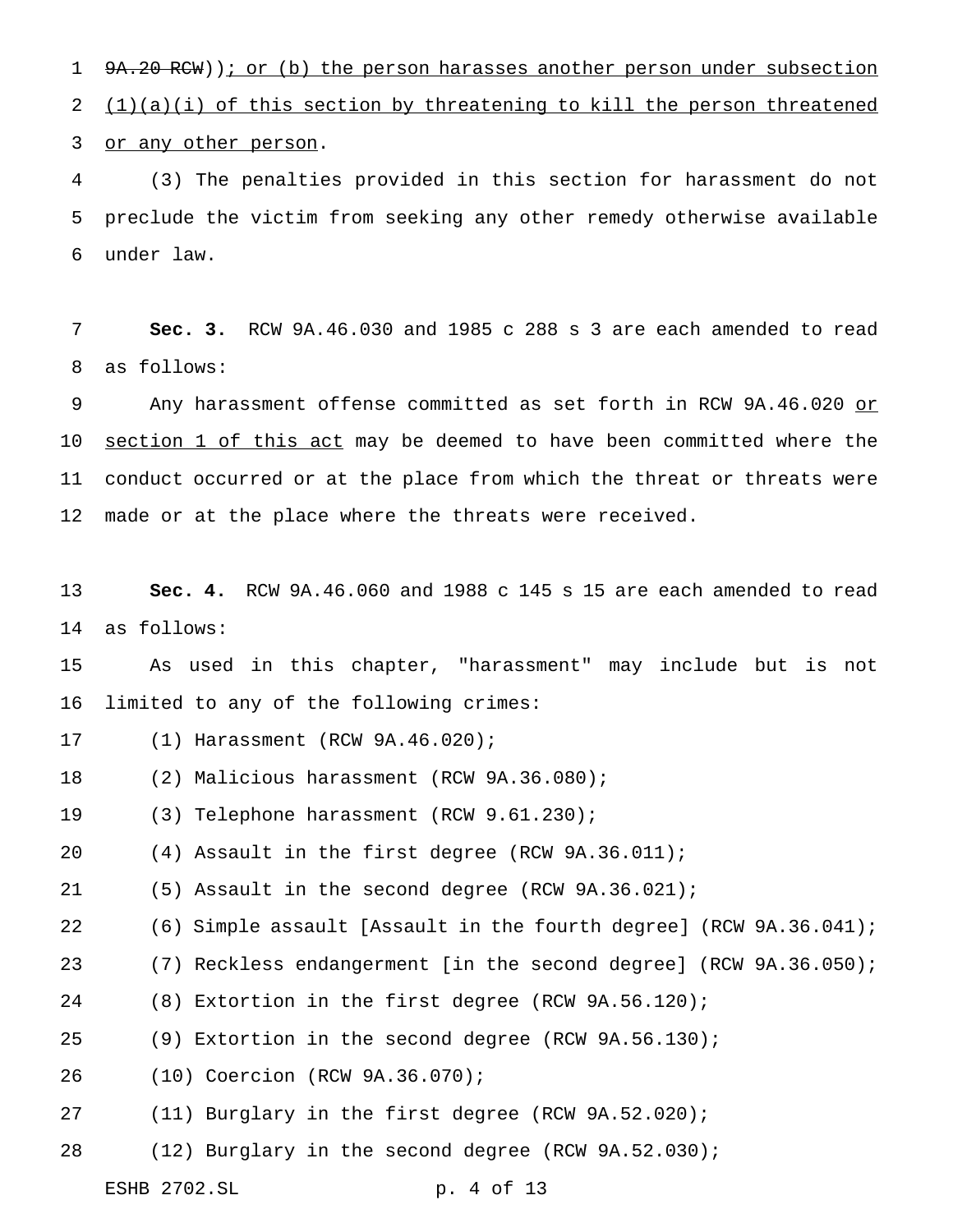~~9A.20 RCW~~)); or (b) the person harasses another person under subsection (1)(a)(i) of this section by threatening to kill the person threatened or any other person.

(3) The penalties provided in this section for harassment do not preclude the victim from seeking any other remedy otherwise available under law.

**Sec. 3.** RCW 9A.46.030 and 1985 c 288 s 3 are each amended to read as follows:

Any harassment offense committed as set forth in RCW 9A.46.020 or section 1 of this act may be deemed to have been committed where the conduct occurred or at the place from which the threat or threats were made or at the place where the threats were received.

**Sec. 4.** RCW 9A.46.060 and 1988 c 145 s 15 are each amended to read as follows:

As used in this chapter, "harassment" may include but is not limited to any of the following crimes:

(1) Harassment (RCW 9A.46.020);

(2) Malicious harassment (RCW 9A.36.080);

(3) Telephone harassment (RCW 9.61.230);

(4) Assault in the first degree (RCW 9A.36.011);

(5) Assault in the second degree (RCW 9A.36.021);

(6) Simple assault [Assault in the fourth degree] (RCW 9A.36.041);

(7) Reckless endangerment [in the second degree] (RCW 9A.36.050);

(8) Extortion in the first degree (RCW 9A.56.120);

(9) Extortion in the second degree (RCW 9A.56.130);

(10) Coercion (RCW 9A.36.070);

(11) Burglary in the first degree (RCW 9A.52.020);

(12) Burglary in the second degree (RCW 9A.52.030);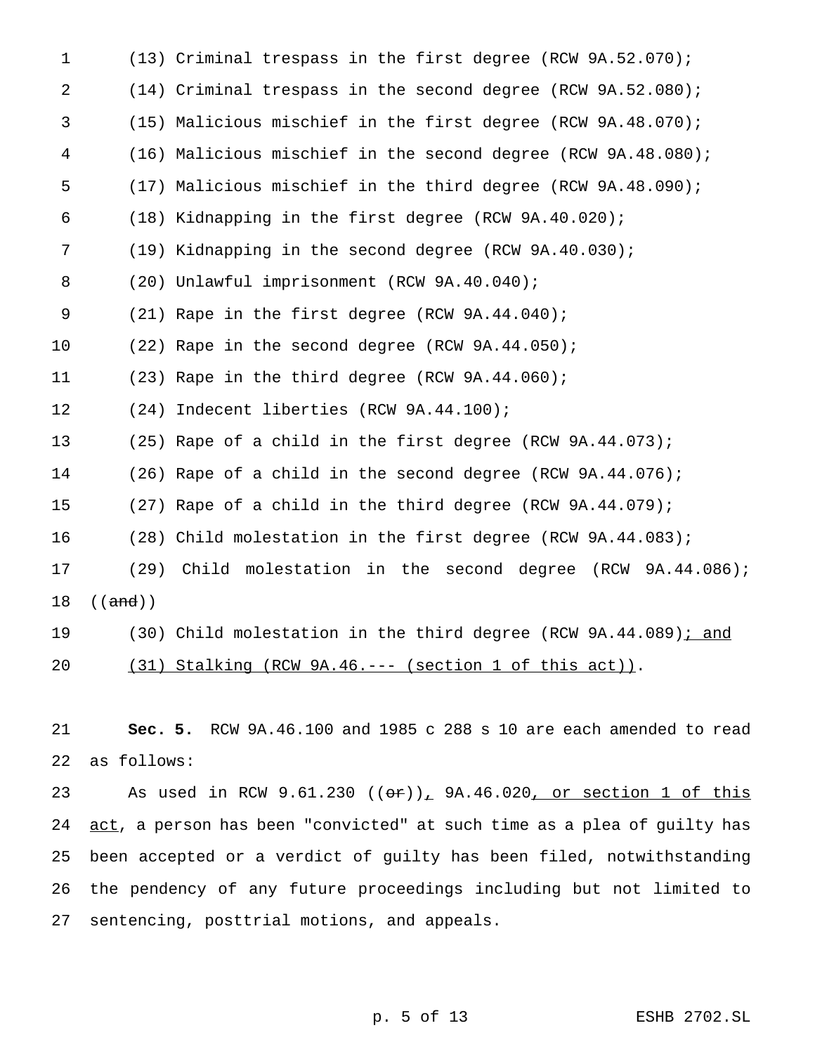(13) Criminal trespass in the first degree (RCW 9A.52.070);

(14) Criminal trespass in the second degree (RCW 9A.52.080);

(15) Malicious mischief in the first degree (RCW 9A.48.070);

(16) Malicious mischief in the second degree (RCW 9A.48.080);

(17) Malicious mischief in the third degree (RCW 9A.48.090);

(18) Kidnapping in the first degree (RCW 9A.40.020);

(19) Kidnapping in the second degree (RCW 9A.40.030);

(20) Unlawful imprisonment (RCW 9A.40.040);

(21) Rape in the first degree (RCW 9A.44.040);

(22) Rape in the second degree (RCW 9A.44.050);

(23) Rape in the third degree (RCW 9A.44.060);

(24) Indecent liberties (RCW 9A.44.100);

(25) Rape of a child in the first degree (RCW 9A.44.073);

(26) Rape of a child in the second degree (RCW 9A.44.076);

(27) Rape of a child in the third degree (RCW 9A.44.079);

(28) Child molestation in the first degree (RCW 9A.44.083);

(29) Child molestation in the second degree (RCW 9A.44.086); ((~~and~~))

(30) Child molestation in the third degree (RCW 9A.44.089)<u>; and</u>

<u>(31) Stalking (RCW 9A.46.--- (section 1 of this act))</u>.

**Sec. 5.** RCW 9A.46.100 and 1985 c 288 s 10 are each amended to read as follows:

As used in RCW 9.61.230 ((~~or~~))<u>,</u> 9A.46.020<u>, or section 1 of this act</u>, a person has been "convicted" at such time as a plea of guilty has been accepted or a verdict of guilty has been filed, notwithstanding the pendency of any future proceedings including but not limited to sentencing, posttrial motions, and appeals.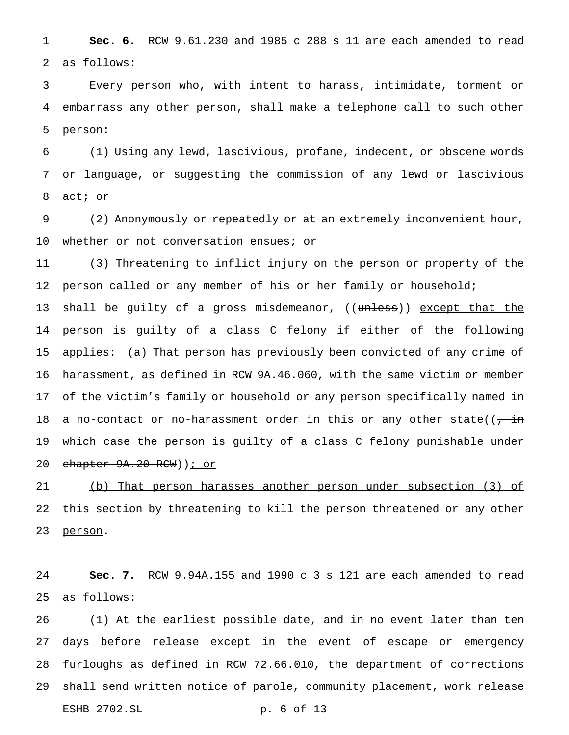**Sec. 6.** RCW 9.61.230 and 1985 c 288 s 11 are each amended to read as follows:

Every person who, with intent to harass, intimidate, torment or embarrass any other person, shall make a telephone call to such other person:

(1) Using any lewd, lascivious, profane, indecent, or obscene words or language, or suggesting the commission of any lewd or lascivious act; or

(2) Anonymously or repeatedly or at an extremely inconvenient hour, whether or not conversation ensues; or

(3) Threatening to inflict injury on the person or property of the person called or any member of his or her family or household;

shall be guilty of a gross misdemeanor, ((~~unless~~)) <u>except that the person is guilty of a class C felony if either of the following applies: (a) T</u>hat person has previously been convicted of any crime of harassment, as defined in RCW 9A.46.060, with the same victim or member of the victim's family or household or any person specifically named in a no-contact or no-harassment order in this or any other state((~~, in which case the person is guilty of a class C felony punishable under chapter 9A.20 RCW~~))<u>; or</u>

<u>(b) That person harasses another person under subsection (3) of this section by threatening to kill the person threatened or any other person</u>.

**Sec. 7.** RCW 9.94A.155 and 1990 c 3 s 121 are each amended to read as follows:

(1) At the earliest possible date, and in no event later than ten days before release except in the event of escape or emergency furloughs as defined in RCW 72.66.010, the department of corrections shall send written notice of parole, community placement, work release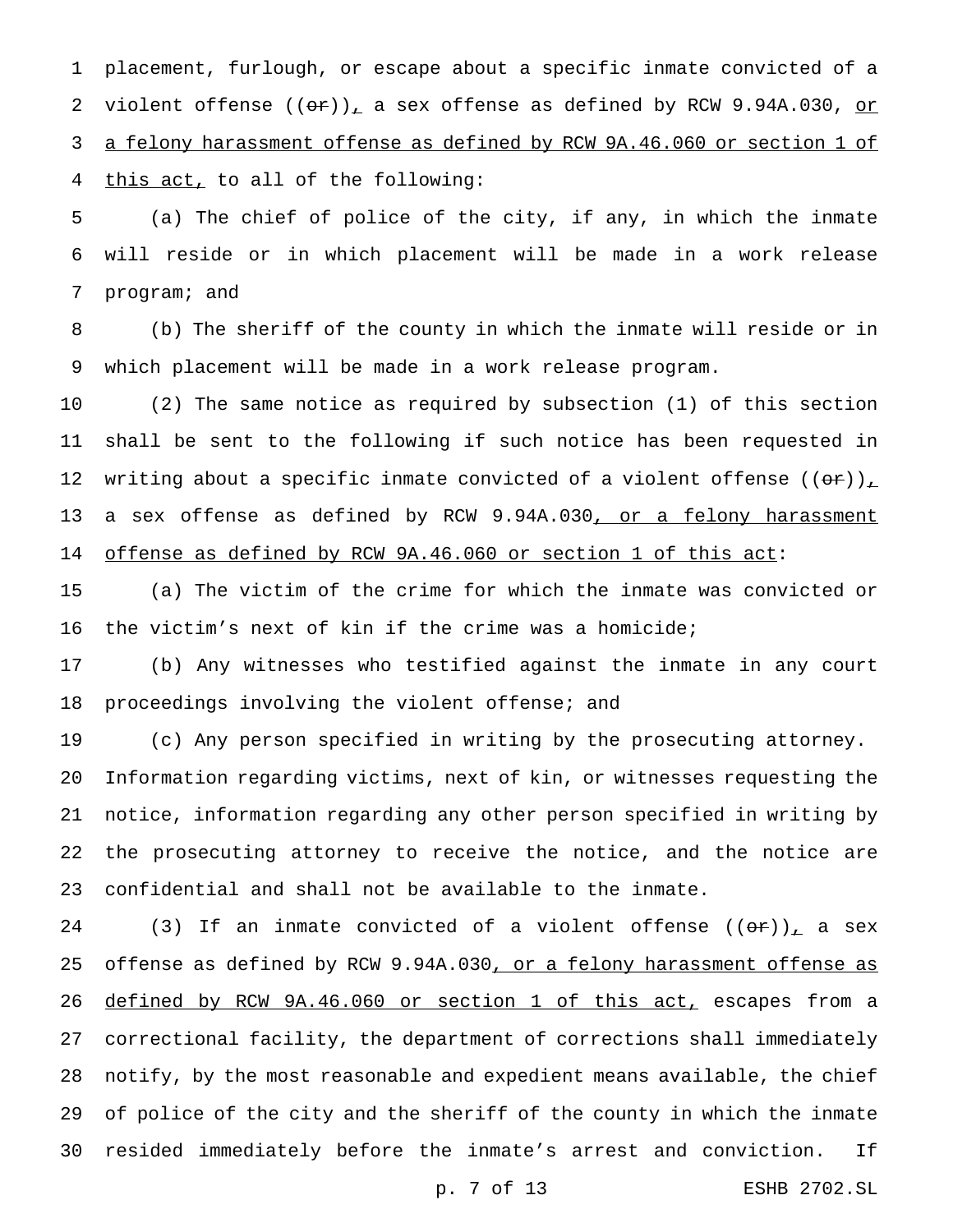placement, furlough, or escape about a specific inmate convicted of a violent offense ((~~or~~)), a sex offense as defined by RCW 9.94A.030, <u>or a felony harassment offense as defined by RCW 9A.46.060 or section 1 of this act,</u> to all of the following:

(a) The chief of police of the city, if any, in which the inmate will reside or in which placement will be made in a work release program; and

(b) The sheriff of the county in which the inmate will reside or in which placement will be made in a work release program.

(2) The same notice as required by subsection (1) of this section shall be sent to the following if such notice has been requested in writing about a specific inmate convicted of a violent offense ((~~or~~)), a sex offense as defined by RCW 9.94A.030<u>, or a felony harassment offense as defined by RCW 9A.46.060 or section 1 of this act</u>:

(a) The victim of the crime for which the inmate was convicted or the victim's next of kin if the crime was a homicide;

(b) Any witnesses who testified against the inmate in any court proceedings involving the violent offense; and

(c) Any person specified in writing by the prosecuting attorney.

Information regarding victims, next of kin, or witnesses requesting the notice, information regarding any other person specified in writing by the prosecuting attorney to receive the notice, and the notice are confidential and shall not be available to the inmate.

(3) If an inmate convicted of a violent offense ((~~or~~)), a sex offense as defined by RCW 9.94A.030<u>, or a felony harassment offense as defined by RCW 9A.46.060 or section 1 of this act,</u> escapes from a correctional facility, the department of corrections shall immediately notify, by the most reasonable and expedient means available, the chief of police of the city and the sheriff of the county in which the inmate resided immediately before the inmate's arrest and conviction. If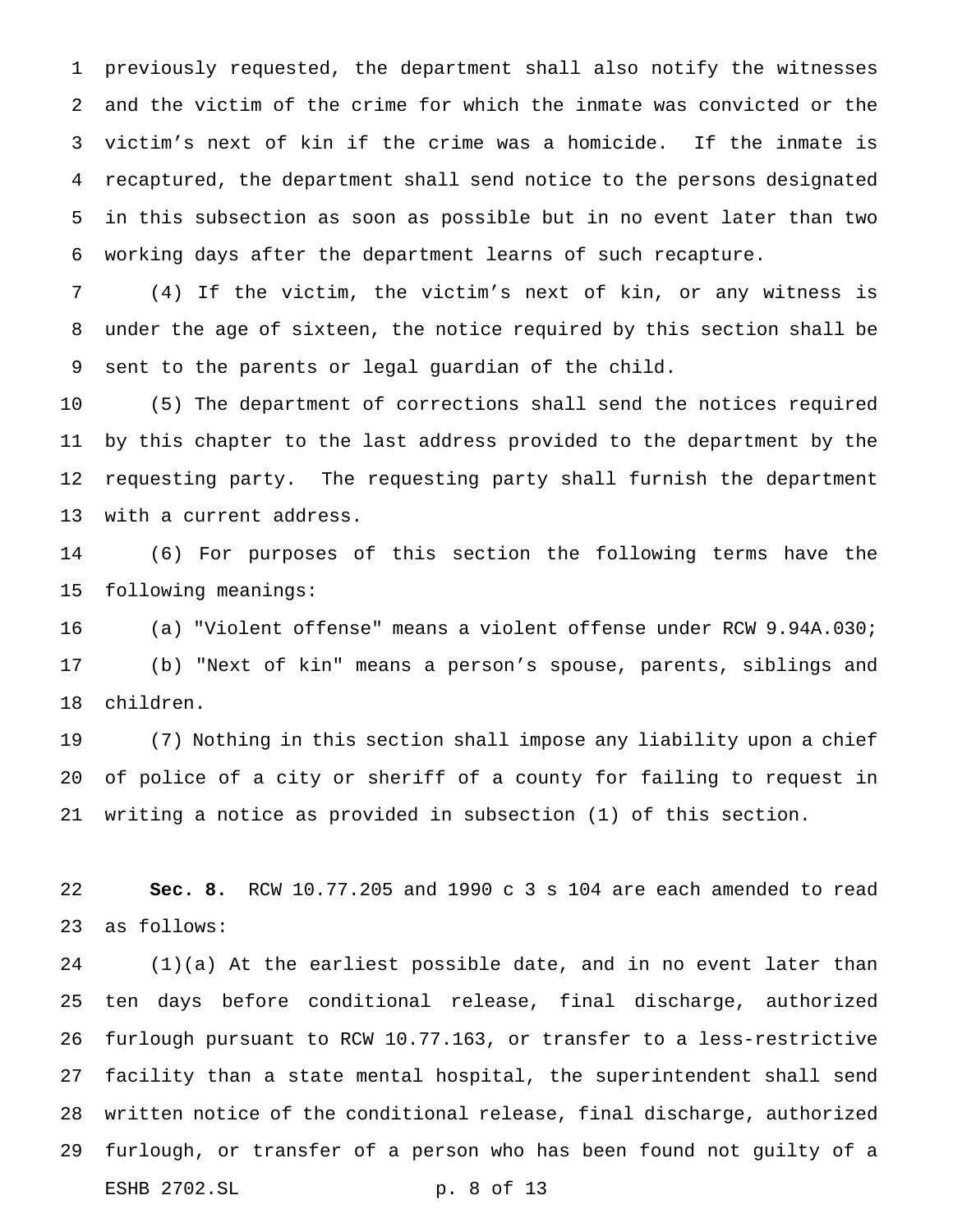previously requested, the department shall also notify the witnesses and the victim of the crime for which the inmate was convicted or the victim's next of kin if the crime was a homicide. If the inmate is recaptured, the department shall send notice to the persons designated in this subsection as soon as possible but in no event later than two working days after the department learns of such recapture.

(4) If the victim, the victim's next of kin, or any witness is under the age of sixteen, the notice required by this section shall be sent to the parents or legal guardian of the child.

(5) The department of corrections shall send the notices required by this chapter to the last address provided to the department by the requesting party. The requesting party shall furnish the department with a current address.

(6) For purposes of this section the following terms have the following meanings:

(a) "Violent offense" means a violent offense under RCW 9.94A.030;

(b) "Next of kin" means a person's spouse, parents, siblings and children.

(7) Nothing in this section shall impose any liability upon a chief of police of a city or sheriff of a county for failing to request in writing a notice as provided in subsection (1) of this section.

**Sec. 8.** RCW 10.77.205 and 1990 c 3 s 104 are each amended to read as follows:

(1)(a) At the earliest possible date, and in no event later than ten days before conditional release, final discharge, authorized furlough pursuant to RCW 10.77.163, or transfer to a less-restrictive facility than a state mental hospital, the superintendent shall send written notice of the conditional release, final discharge, authorized furlough, or transfer of a person who has been found not guilty of a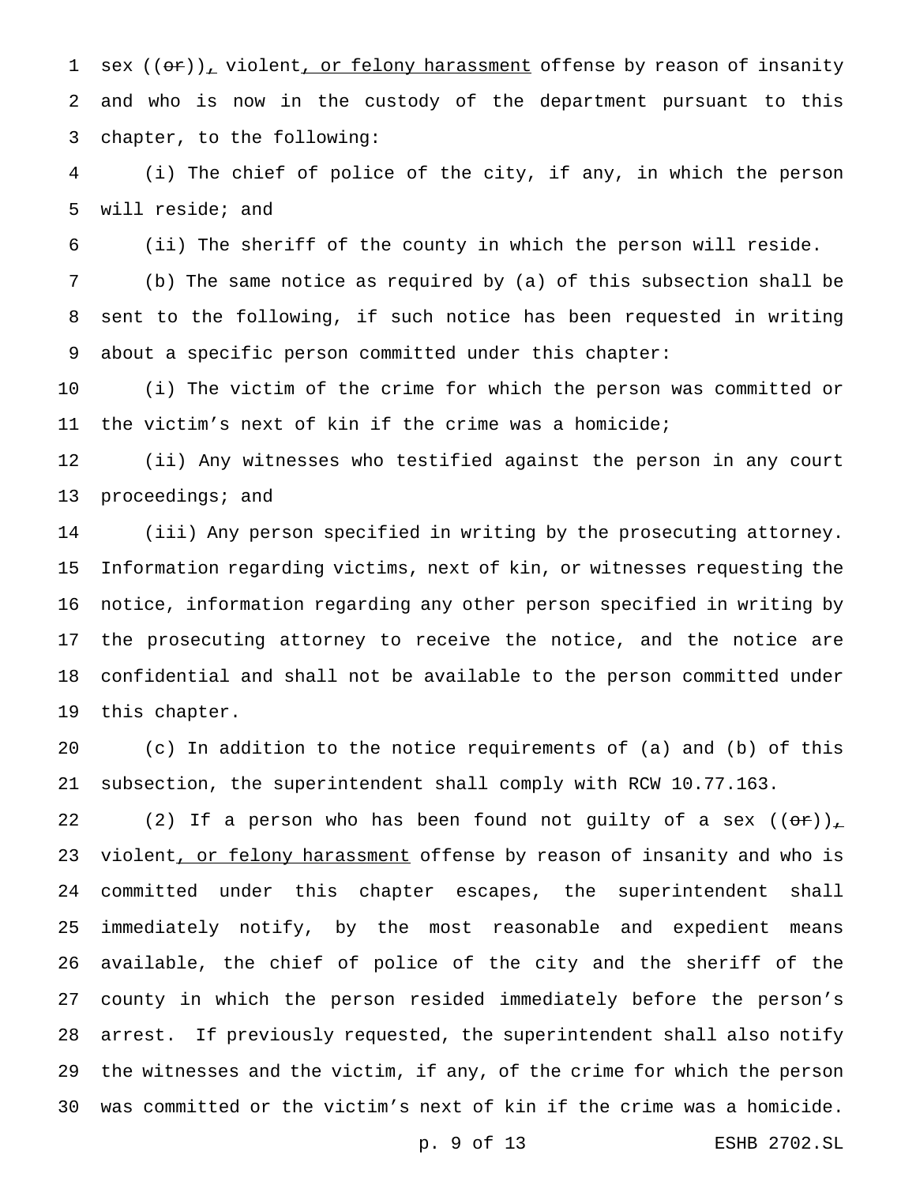sex ((~~or~~)), violent, or felony harassment offense by reason of insanity and who is now in the custody of the department pursuant to this chapter, to the following:

(i) The chief of police of the city, if any, in which the person will reside; and

(ii) The sheriff of the county in which the person will reside.

(b) The same notice as required by (a) of this subsection shall be sent to the following, if such notice has been requested in writing about a specific person committed under this chapter:

(i) The victim of the crime for which the person was committed or the victim's next of kin if the crime was a homicide;

(ii) Any witnesses who testified against the person in any court proceedings; and

(iii) Any person specified in writing by the prosecuting attorney. Information regarding victims, next of kin, or witnesses requesting the notice, information regarding any other person specified in writing by the prosecuting attorney to receive the notice, and the notice are confidential and shall not be available to the person committed under this chapter.

(c) In addition to the notice requirements of (a) and (b) of this subsection, the superintendent shall comply with RCW 10.77.163.

(2) If a person who has been found not guilty of a sex ((~~or~~)), violent, or felony harassment offense by reason of insanity and who is committed under this chapter escapes, the superintendent shall immediately notify, by the most reasonable and expedient means available, the chief of police of the city and the sheriff of the county in which the person resided immediately before the person's arrest. If previously requested, the superintendent shall also notify the witnesses and the victim, if any, of the crime for which the person was committed or the victim's next of kin if the crime was a homicide.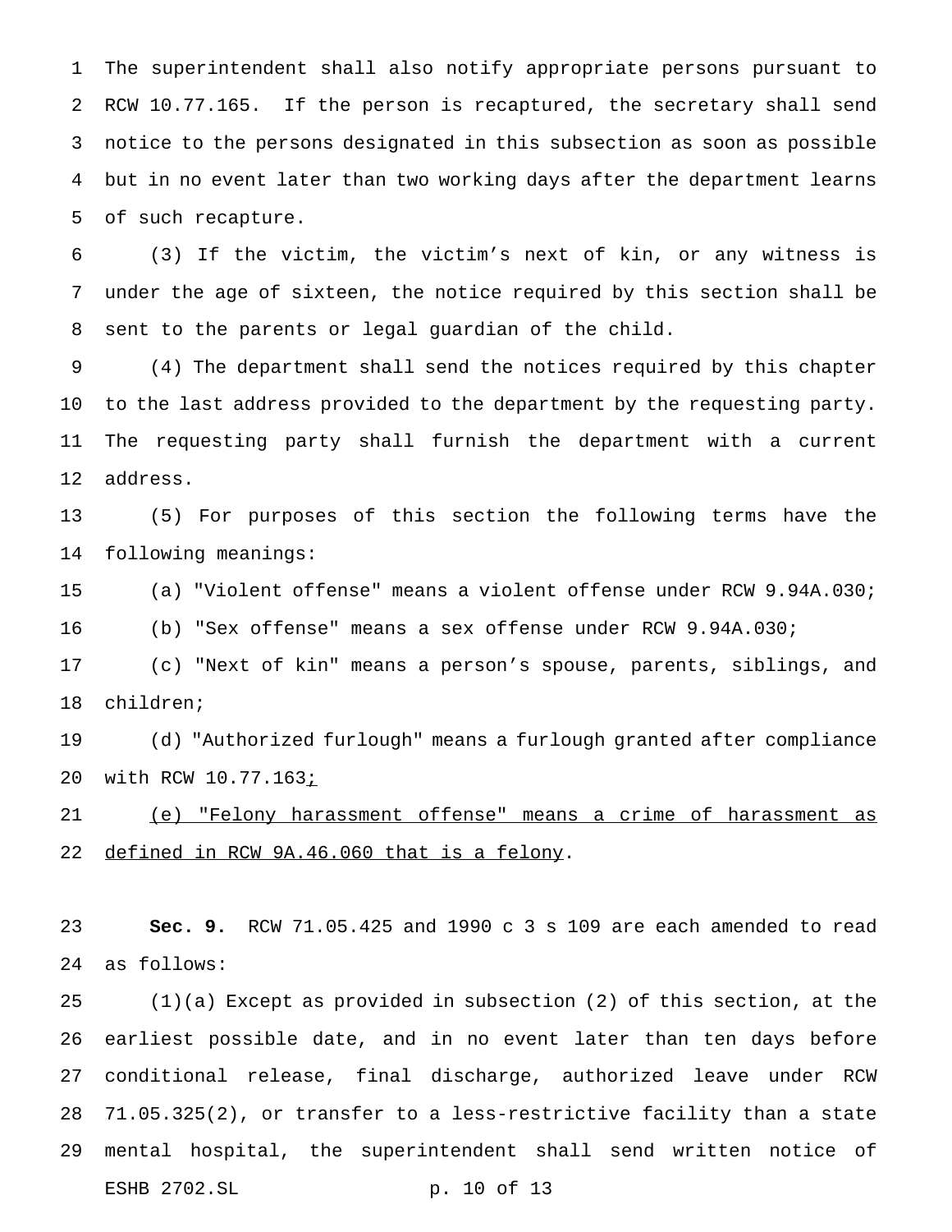The superintendent shall also notify appropriate persons pursuant to RCW 10.77.165. If the person is recaptured, the secretary shall send notice to the persons designated in this subsection as soon as possible but in no event later than two working days after the department learns of such recapture.

(3) If the victim, the victim's next of kin, or any witness is under the age of sixteen, the notice required by this section shall be sent to the parents or legal guardian of the child.

(4) The department shall send the notices required by this chapter to the last address provided to the department by the requesting party. The requesting party shall furnish the department with a current address.

(5) For purposes of this section the following terms have the following meanings:

(a) "Violent offense" means a violent offense under RCW 9.94A.030;

(b) "Sex offense" means a sex offense under RCW 9.94A.030;

(c) "Next of kin" means a person's spouse, parents, siblings, and children;

(d) "Authorized furlough" means a furlough granted after compliance with RCW 10.77.163;

(e) "Felony harassment offense" means a crime of harassment as defined in RCW 9A.46.060 that is a felony.

**Sec. 9.** RCW 71.05.425 and 1990 c 3 s 109 are each amended to read as follows:

(1)(a) Except as provided in subsection (2) of this section, at the earliest possible date, and in no event later than ten days before conditional release, final discharge, authorized leave under RCW 71.05.325(2), or transfer to a less-restrictive facility than a state mental hospital, the superintendent shall send written notice of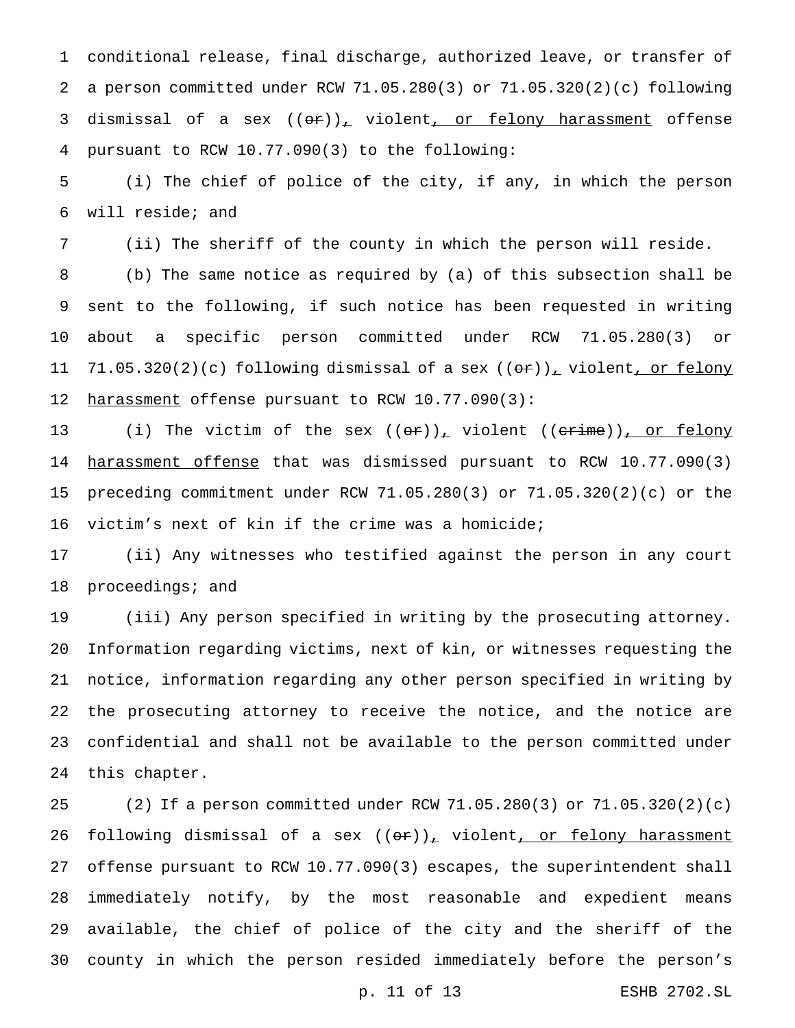conditional release, final discharge, authorized leave, or transfer of a person committed under RCW 71.05.280(3) or 71.05.320(2)(c) following dismissal of a sex ((~~or~~))_,_ violent_, or felony harassment_ offense pursuant to RCW 10.77.090(3) to the following:

(i) The chief of police of the city, if any, in which the person will reside; and

(ii) The sheriff of the county in which the person will reside.

(b) The same notice as required by (a) of this subsection shall be sent to the following, if such notice has been requested in writing about a specific person committed under RCW 71.05.280(3) or 71.05.320(2)(c) following dismissal of a sex ((~~or~~))_,_ violent_, or felony harassment_ offense pursuant to RCW 10.77.090(3):

(i) The victim of the sex ((~~or~~))_,_ violent ((~~crime~~))_, or felony harassment offense_ that was dismissed pursuant to RCW 10.77.090(3) preceding commitment under RCW 71.05.280(3) or 71.05.320(2)(c) or the victim's next of kin if the crime was a homicide;

(ii) Any witnesses who testified against the person in any court proceedings; and

(iii) Any person specified in writing by the prosecuting attorney. Information regarding victims, next of kin, or witnesses requesting the notice, information regarding any other person specified in writing by the prosecuting attorney to receive the notice, and the notice are confidential and shall not be available to the person committed under this chapter.

(2) If a person committed under RCW 71.05.280(3) or 71.05.320(2)(c) following dismissal of a sex ((~~or~~))_,_ violent_, or felony harassment_ offense pursuant to RCW 10.77.090(3) escapes, the superintendent shall immediately notify, by the most reasonable and expedient means available, the chief of police of the city and the sheriff of the county in which the person resided immediately before the person's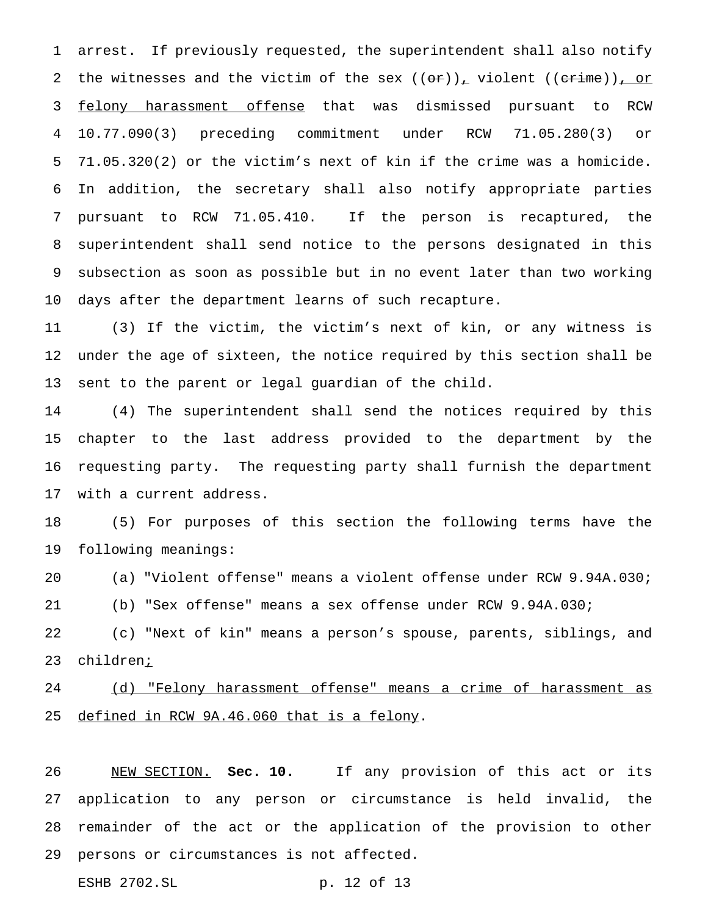arrest. If previously requested, the superintendent shall also notify the witnesses and the victim of the sex ((~~or~~)), violent ((~~crime~~)), or felony harassment offense that was dismissed pursuant to RCW 10.77.090(3) preceding commitment under RCW 71.05.280(3) or 71.05.320(2) or the victim's next of kin if the crime was a homicide. In addition, the secretary shall also notify appropriate parties pursuant to RCW 71.05.410. If the person is recaptured, the superintendent shall send notice to the persons designated in this subsection as soon as possible but in no event later than two working days after the department learns of such recapture.

(3) If the victim, the victim's next of kin, or any witness is under the age of sixteen, the notice required by this section shall be sent to the parent or legal guardian of the child.

(4) The superintendent shall send the notices required by this chapter to the last address provided to the department by the requesting party. The requesting party shall furnish the department with a current address.

(5) For purposes of this section the following terms have the following meanings:

(a) "Violent offense" means a violent offense under RCW 9.94A.030;

(b) "Sex offense" means a sex offense under RCW 9.94A.030;

(c) "Next of kin" means a person's spouse, parents, siblings, and children;

(d) "Felony harassment offense" means a crime of harassment as defined in RCW 9A.46.060 that is a felony.

NEW SECTION. **Sec. 10.** If any provision of this act or its application to any person or circumstance is held invalid, the remainder of the act or the application of the provision to other persons or circumstances is not affected.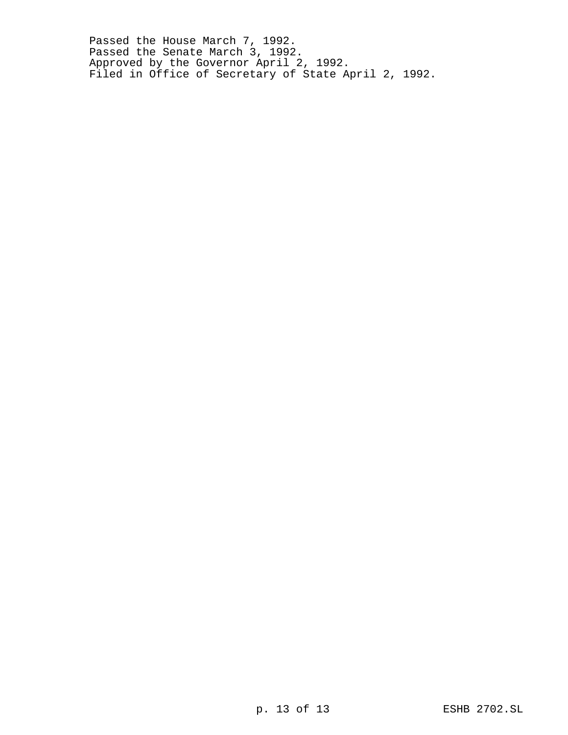Passed the House March 7, 1992.
Passed the Senate March 3, 1992.
Approved by the Governor April 2, 1992.
Filed in Office of Secretary of State April 2, 1992.